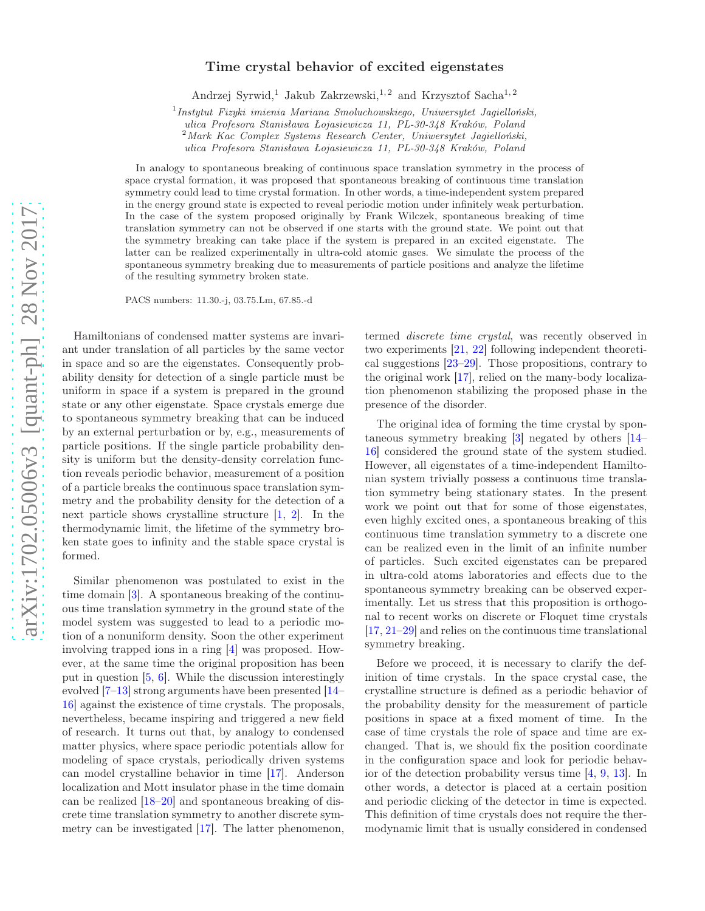# Time crystal behavior of excited eigenstates

Andrzej Syrwid,[1] Jakub Zakrzewski,[1,2] and Krzysztof Sacha[1,2]

[1] *Instytut Fizyki imienia Mariana Smoluchowskiego, Uniwersytet Jagielloński, ulica Profesora Stanisława Łojasiewicza 11, PL-30-348 Kraków, Poland*
[2] *Mark Kac Complex Systems Research Center, Uniwersytet Jagielloński, ulica Profesora Stanisława Łojasiewicza 11, PL-30-348 Kraków, Poland*

In analogy to spontaneous breaking of continuous space translation symmetry in the process of space crystal formation, it was proposed that spontaneous breaking of continuous time translation symmetry could lead to time crystal formation. In other words, a time-independent system prepared in the energy ground state is expected to reveal periodic motion under infinitely weak perturbation. In the case of the system proposed originally by Frank Wilczek, spontaneous breaking of time translation symmetry can not be observed if one starts with the ground state. We point out that the symmetry breaking can take place if the system is prepared in an excited eigenstate. The latter can be realized experimentally in ultra-cold atomic gases. We simulate the process of the spontaneous symmetry breaking due to measurements of particle positions and analyze the lifetime of the resulting symmetry broken state.

PACS numbers: 11.30.-j, 03.75.Lm, 67.85.-d

Hamiltonians of condensed matter systems are invariant under translation of all particles by the same vector in space and so are the eigenstates. Consequently probability density for detection of a single particle must be uniform in space if a system is prepared in the ground state or any other eigenstate. Space crystals emerge due to spontaneous symmetry breaking that can be induced by an external perturbation or by, e.g., measurements of particle positions. If the single particle probability density is uniform but the density-density correlation function reveals periodic behavior, measurement of a position of a particle breaks the continuous space translation symmetry and the probability density for the detection of a next particle shows crystalline structure [1, 2]. In the thermodynamic limit, the lifetime of the symmetry broken state goes to infinity and the stable space crystal is formed.

Similar phenomenon was postulated to exist in the time domain [3]. A spontaneous breaking of the continuous time translation symmetry in the ground state of the model system was suggested to lead to a periodic motion of a nonuniform density. Soon the other experiment involving trapped ions in a ring [4] was proposed. However, at the same time the original proposition has been put in question [5, 6]. While the discussion interestingly evolved [7–13] strong arguments have been presented [14–16] against the existence of time crystals. The proposals, nevertheless, became inspiring and triggered a new field of research. It turns out that, by analogy to condensed matter physics, where space periodic potentials allow for modeling of space crystals, periodically driven systems can model crystalline behavior in time [17]. Anderson localization and Mott insulator phase in the time domain can be realized [18–20] and spontaneous breaking of discrete time translation symmetry to another discrete symmetry can be investigated [17]. The latter phenomenon, termed *discrete time crystal*, was recently observed in two experiments [21, 22] following independent theoretical suggestions [23–29]. Those propositions, contrary to the original work [17], relied on the many-body localization phenomenon stabilizing the proposed phase in the presence of the disorder.

The original idea of forming the time crystal by spontaneous symmetry breaking [3] negated by others [14–16] considered the ground state of the system studied. However, all eigenstates of a time-independent Hamiltonian system trivially possess a continuous time translation symmetry being stationary states. In the present work we point out that for some of those eigenstates, even highly excited ones, a spontaneous breaking of this continuous time translation symmetry to a discrete one can be realized even in the limit of an infinite number of particles. Such excited eigenstates can be prepared in ultra-cold atoms laboratories and effects due to the spontaneous symmetry breaking can be observed experimentally. Let us stress that this proposition is orthogonal to recent works on discrete or Floquet time crystals [17, 21–29] and relies on the continuous time translational symmetry breaking.

Before we proceed, it is necessary to clarify the definition of time crystals. In the space crystal case, the crystalline structure is defined as a periodic behavior of the probability density for the measurement of particle positions in space at a fixed moment of time. In the case of time crystals the role of space and time are exchanged. That is, we should fix the position coordinate in the configuration space and look for periodic behavior of the detection probability versus time [4, 9, 13]. In other words, a detector is placed at a certain position and periodic clicking of the detector in time is expected. This definition of time crystals does not require the thermodynamic limit that is usually considered in condensed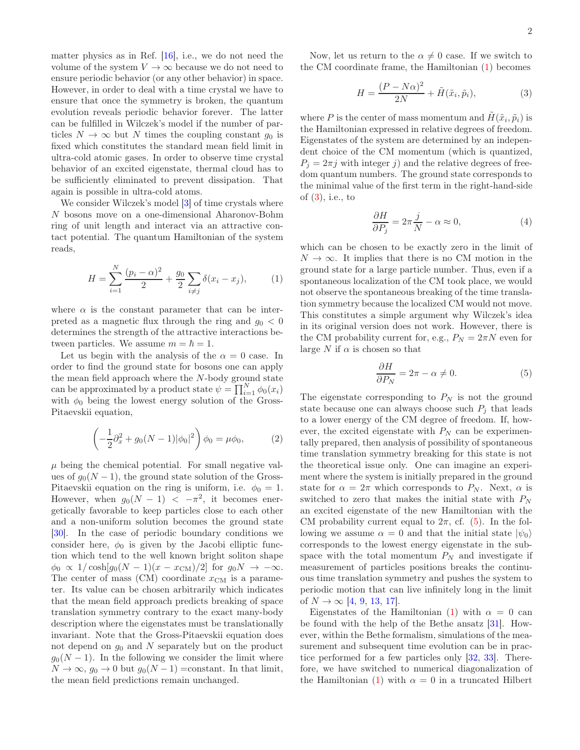matter physics as in Ref. [16], i.e., we do not need the volume of the system $V \to \infty$ because we do not need to ensure periodic behavior (or any other behavior) in space. However, in order to deal with a time crystal we have to ensure that once the symmetry is broken, the quantum evolution reveals periodic behavior forever. The latter can be fulfilled in Wilczek's model if the number of particles $N \to \infty$ but $N$ times the coupling constant $g_0$ is fixed which constitutes the standard mean field limit in ultra-cold atomic gases. In order to observe time crystal behavior of an excited eigenstate, thermal cloud has to be sufficiently eliminated to prevent dissipation. That again is possible in ultra-cold atoms.

We consider Wilczek's model [3] of time crystals where $N$ bosons move on a one-dimensional Aharonov-Bohm ring of unit length and interact via an attractive contact potential. The quantum Hamiltonian of the system reads,

$$H = \sum_{i=1}^{N} \frac{(p_i - \alpha)^2}{2} + \frac{g_0}{2} \sum_{i \neq j} \delta(x_i - x_j), \tag{1}$$

where $\alpha$ is the constant parameter that can be interpreted as a magnetic flux through the ring and $g_0 < 0$ determines the strength of the attractive interactions between particles. We assume $m = \hbar = 1$.

Let us begin with the analysis of the $\alpha = 0$ case. In order to find the ground state for bosons one can apply the mean field approach where the $N$-body ground state can be approximated by a product state $\psi = \prod_{i=1}^{N} \phi_0(x_i)$ with $\phi_0$ being the lowest energy solution of the Gross-Pitaevskii equation,

$$\left( -\frac{1}{2}\partial_x^2 + g_0(N-1)|\phi_0|^2 \right) \phi_0 = \mu \phi_0, \tag{2}$$

$\mu$ being the chemical potential. For small negative values of $g_0(N-1)$, the ground state solution of the Gross-Pitaevskii equation on the ring is uniform, i.e. $\phi_0 = 1$. However, when $g_0(N-1) < -\pi^2$, it becomes energetically favorable to keep particles close to each other and a non-uniform solution becomes the ground state [30]. In the case of periodic boundary conditions we consider here, $\phi_0$ is given by the Jacobi elliptic function which tend to the well known bright soliton shape $\phi_0 \propto 1/\cosh[g_0(N-1)(x - x_{\mathrm{CM}})/2]$ for $g_0 N \to -\infty$. The center of mass (CM) coordinate $x_{\mathrm{CM}}$ is a parameter. Its value can be chosen arbitrarily which indicates that the mean field approach predicts breaking of space translation symmetry contrary to the exact many-body description where the eigenstates must be translationally invariant. Note that the Gross-Pitaevskii equation does not depend on $g_0$ and $N$ separately but on the product $g_0(N-1)$. In the following we consider the limit where $N \to \infty$, $g_0 \to 0$ but $g_0(N-1)$ =constant. In that limit, the mean field predictions remain unchanged.

Now, let us return to the $\alpha \neq 0$ case. If we switch to the CM coordinate frame, the Hamiltonian (1) becomes

$$H = \frac{(P - N\alpha)^2}{2N} + \tilde{H}(\tilde{x}_i, \tilde{p}_i), \tag{3}$$

where $P$ is the center of mass momentum and $\tilde{H}(\tilde{x}_i, \tilde{p}_i)$ is the Hamiltonian expressed in relative degrees of freedom. Eigenstates of the system are determined by an independent choice of the CM momentum (which is quantized, $P_j = 2\pi j$ with integer $j$) and the relative degrees of freedom quantum numbers. The ground state corresponds to the minimal value of the first term in the right-hand-side of (3), i.e., to

$$\frac{\partial H}{\partial P_j} = 2\pi \frac{j}{N} - \alpha \approx 0, \tag{4}$$

which can be chosen to be exactly zero in the limit of $N \to \infty$. It implies that there is no CM motion in the ground state for a large particle number. Thus, even if a spontaneous localization of the CM took place, we would not observe the spontaneous breaking of the time translation symmetry because the localized CM would not move. This constitutes a simple argument why Wilczek's idea in its original version does not work. However, there is the CM probability current for, e.g., $P_N = 2\pi N$ even for large $N$ if $\alpha$ is chosen so that

$$\frac{\partial H}{\partial P_N} = 2\pi - \alpha \neq 0. \tag{5}$$

The eigenstate corresponding to $P_N$ is not the ground state because one can always choose such $P_j$ that leads to a lower energy of the CM degree of freedom. If, however, the excited eigenstate with $P_N$ can be experimentally prepared, then analysis of possibility of spontaneous time translation symmetry breaking for this state is not the theoretical issue only. One can imagine an experiment where the system is initially prepared in the ground state for $\alpha = 2\pi$ which corresponds to $P_N$. Next, $\alpha$ is switched to zero that makes the initial state with $P_N$ an excited eigenstate of the new Hamiltonian with the CM probability current equal to $2\pi$, cf. (5). In the following we assume $\alpha = 0$ and that the initial state $|\psi_0\rangle$ corresponds to the lowest energy eigenstate in the subspace with the total momentum $P_N$ and investigate if measurement of particles positions breaks the continuous time translation symmetry and pushes the system to periodic motion that can live infinitely long in the limit of $N \to \infty$ [4, 9, 13, 17].

Eigenstates of the Hamiltonian (1) with $\alpha = 0$ can be found with the help of the Bethe ansatz [31]. However, within the Bethe formalism, simulations of the measurement and subsequent time evolution can be in practice performed for a few particles only [32, 33]. Therefore, we have switched to numerical diagonalization of the Hamiltonian (1) with $\alpha = 0$ in a truncated Hilbert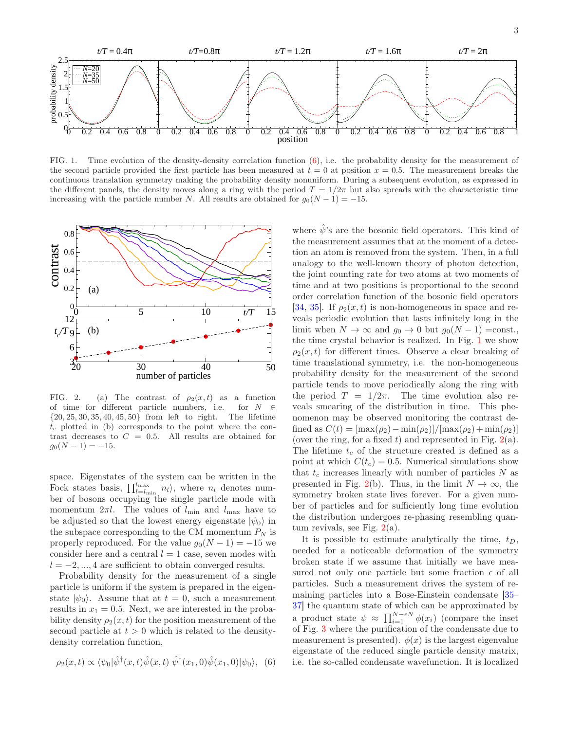FIG. 1. Time evolution of the density-density correlation function (6), i.e. the probability density for the measurement of the second particle provided the first particle has been measured at $t = 0$ at position $x = 0.5$. The measurement breaks the continuous translation symmetry making the probability density nonuniform. During a subsequent evolution, as expressed in the different panels, the density moves along a ring with the period $T = 1/2\pi$ but also spreads with the characteristic time increasing with the particle number $N$. All results are obtained for $g_0(N-1) = -15$.

FIG. 2. (a) The contrast of $\rho_2(x,t)$ as a function of time for different particle numbers, i.e. for $N \in \{20, 25, 30, 35, 40, 45, 50\}$ from left to right. The lifetime $t_c$ plotted in (b) corresponds to the point where the contrast decreases to $C = 0.5$. All results are obtained for $g_0(N-1) = -15$.

space. Eigenstates of the system can be written in the Fock states basis, $\prod_{l=l_{\min}}^{l_{\max}} |n_l\rangle$, where $n_l$ denotes number of bosons occupying the single particle mode with momentum $2\pi l$. The values of $l_{\min}$ and $l_{\max}$ have to be adjusted so that the lowest energy eigenstate $|\psi_0\rangle$ in the subspace corresponding to the CM momentum $P_N$ is properly reproduced. For the value $g_0(N-1) = -15$ we consider here and a central $l = 1$ case, seven modes with $l = -2, ..., 4$ are sufficient to obtain converged results.

Probability density for the measurement of a single particle is uniform if the system is prepared in the eigenstate $|\psi_0\rangle$. Assume that at $t = 0$, such a measurement results in $x_1 = 0.5$. Next, we are interested in the probability density $\rho_2(x,t)$ for the position measurement of the second particle at $t > 0$ which is related to the density-density correlation function,

$$\rho_2(x,t) \propto \langle\psi_0|\hat{\psi}^\dagger(x,t)\hat{\psi}(x,t)\ \hat{\psi}^\dagger(x_1,0)\hat{\psi}(x_1,0)|\psi_0\rangle, \quad (6)$$

where $\hat{\psi}$'s are the bosonic field operators. This kind of the measurement assumes that at the moment of a detection an atom is removed from the system. Then, in a full analogy to the well-known theory of photon detection, the joint counting rate for two atoms at two moments of time and at two positions is proportional to the second order correlation function of the bosonic field operators [34, 35]. If $\rho_2(x,t)$ is non-homogeneous in space and reveals periodic evolution that lasts infinitely long in the limit when $N \to \infty$ and $g_0 \to 0$ but $g_0(N-1) =$const., the time crystal behavior is realized. In Fig. 1 we show $\rho_2(x,t)$ for different times. Observe a clear breaking of time translational symmetry, i.e. the non-homogeneous probability density for the measurement of the second particle tends to move periodically along the ring with the period $T = 1/2\pi$. The time evolution also reveals smearing of the distribution in time. This phenomenon may be observed monitoring the contrast defined as $C(t) = [\max(\rho_2) - \min(\rho_2)]/[\max(\rho_2) + \min(\rho_2)]$ (over the ring, for a fixed $t$) and represented in Fig. 2(a). The lifetime $t_c$ of the structure created is defined as a point at which $C(t_c) = 0.5$. Numerical simulations show that $t_c$ increases linearly with number of particles $N$ as presented in Fig. 2(b). Thus, in the limit $N \to \infty$, the symmetry broken state lives forever. For a given number of particles and for sufficiently long time evolution the distribution undergoes re-phasing resembling quantum revivals, see Fig. 2(a).

It is possible to estimate analytically the time, $t_D$, needed for a noticeable deformation of the symmetry broken state if we assume that initially we have measured not only one particle but some fraction $\epsilon$ of all particles. Such a measurement drives the system of remaining particles into a Bose-Einstein condensate [35–37] the quantum state of which can be approximated by a product state $\psi \approx \prod_{i=1}^{N-\epsilon N} \phi(x_i)$ (compare the inset of Fig. 3 where the purification of the condensate due to measurement is presented). $\phi(x)$ is the largest eigenvalue eigenstate of the reduced single particle density matrix, i.e. the so-called condensate wavefunction. It is localized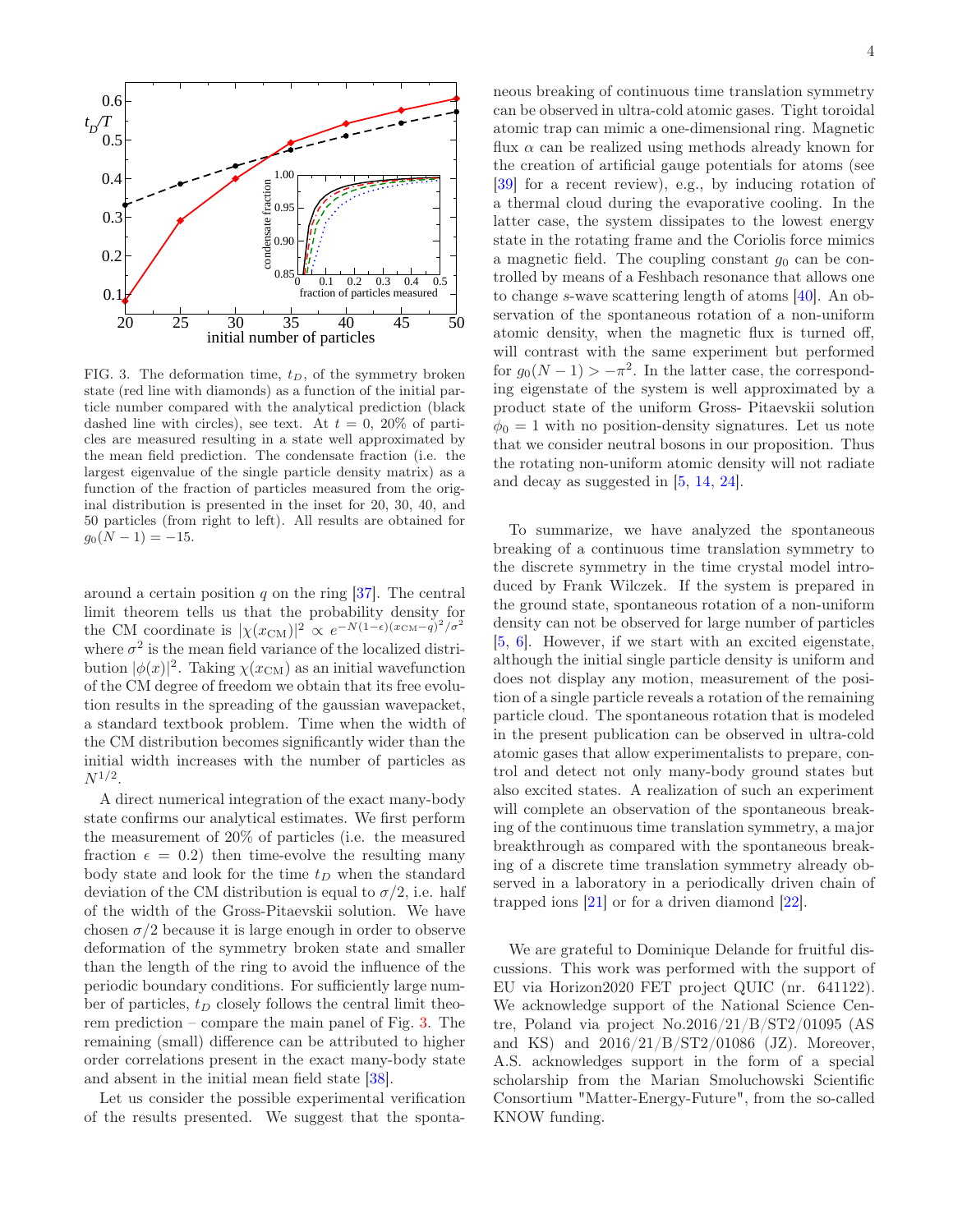FIG. 3. The deformation time, $t_D$, of the symmetry broken state (red line with diamonds) as a function of the initial particle number compared with the analytical prediction (black dashed line with circles), see text. At $t = 0$, 20% of particles are measured resulting in a state well approximated by the mean field prediction. The condensate fraction (i.e. the largest eigenvalue of the single particle density matrix) as a function of the fraction of particles measured from the original distribution is presented in the inset for 20, 30, 40, and 50 particles (from right to left). All results are obtained for $g_0(N-1) = -15$.

around a certain position $q$ on the ring [37]. The central limit theorem tells us that the probability density for the CM coordinate is $|\chi(x_{\rm CM})|^2 \propto e^{-N(1-\epsilon)(x_{\rm CM}-q)^2/\sigma^2}$ where $\sigma^2$ is the mean field variance of the localized distribution $|\phi(x)|^2$. Taking $\chi(x_{\rm CM})$ as an initial wavefunction of the CM degree of freedom we obtain that its free evolution results in the spreading of the gaussian wavepacket, a standard textbook problem. Time when the width of the CM distribution becomes significantly wider than the initial width increases with the number of particles as $N^{1/2}$.

A direct numerical integration of the exact many-body state confirms our analytical estimates. We first perform the measurement of 20% of particles (i.e. the measured fraction $\epsilon = 0.2$) then time-evolve the resulting many body state and look for the time $t_D$ when the standard deviation of the CM distribution is equal to $\sigma/2$, i.e. half of the width of the Gross-Pitaevskii solution. We have chosen $\sigma/2$ because it is large enough in order to observe deformation of the symmetry broken state and smaller than the length of the ring to avoid the influence of the periodic boundary conditions. For sufficiently large number of particles, $t_D$ closely follows the central limit theorem prediction – compare the main panel of Fig. 3. The remaining (small) difference can be attributed to higher order correlations present in the exact many-body state and absent in the initial mean field state [38].

Let us consider the possible experimental verification of the results presented. We suggest that the spontaneous breaking of continuous time translation symmetry can be observed in ultra-cold atomic gases. Tight toroidal atomic trap can mimic a one-dimensional ring. Magnetic flux $\alpha$ can be realized using methods already known for the creation of artificial gauge potentials for atoms (see [39] for a recent review), e.g., by inducing rotation of a thermal cloud during the evaporative cooling. In the latter case, the system dissipates to the lowest energy state in the rotating frame and the Coriolis force mimics a magnetic field. The coupling constant $g_0$ can be controlled by means of a Feshbach resonance that allows one to change $s$-wave scattering length of atoms [40]. An observation of the spontaneous rotation of a non-uniform atomic density, when the magnetic flux is turned off, will contrast with the same experiment but performed for $g_0(N-1) > -\pi^2$. In the latter case, the corresponding eigenstate of the system is well approximated by a product state of the uniform Gross- Pitaevskii solution $\phi_0 = 1$ with no position-density signatures. Let us note that we consider neutral bosons in our proposition. Thus the rotating non-uniform atomic density will not radiate and decay as suggested in [5, 14, 24].

To summarize, we have analyzed the spontaneous breaking of a continuous time translation symmetry to the discrete symmetry in the time crystal model introduced by Frank Wilczek. If the system is prepared in the ground state, spontaneous rotation of a non-uniform density can not be observed for large number of particles [5, 6]. However, if we start with an excited eigenstate, although the initial single particle density is uniform and does not display any motion, measurement of the position of a single particle reveals a rotation of the remaining particle cloud. The spontaneous rotation that is modeled in the present publication can be observed in ultra-cold atomic gases that allow experimentalists to prepare, control and detect not only many-body ground states but also excited states. A realization of such an experiment will complete an observation of the spontaneous breaking of the continuous time translation symmetry, a major breakthrough as compared with the spontaneous breaking of a discrete time translation symmetry already observed in a laboratory in a periodically driven chain of trapped ions [21] or for a driven diamond [22].

We are grateful to Dominique Delande for fruitful discussions. This work was performed with the support of EU via Horizon2020 FET project QUIC (nr. 641122). We acknowledge support of the National Science Centre, Poland via project No.2016/21/B/ST2/01095 (AS and KS) and 2016/21/B/ST2/01086 (JZ). Moreover, A.S. acknowledges support in the form of a special scholarship from the Marian Smoluchowski Scientific Consortium "Matter-Energy-Future", from the so-called KNOW funding.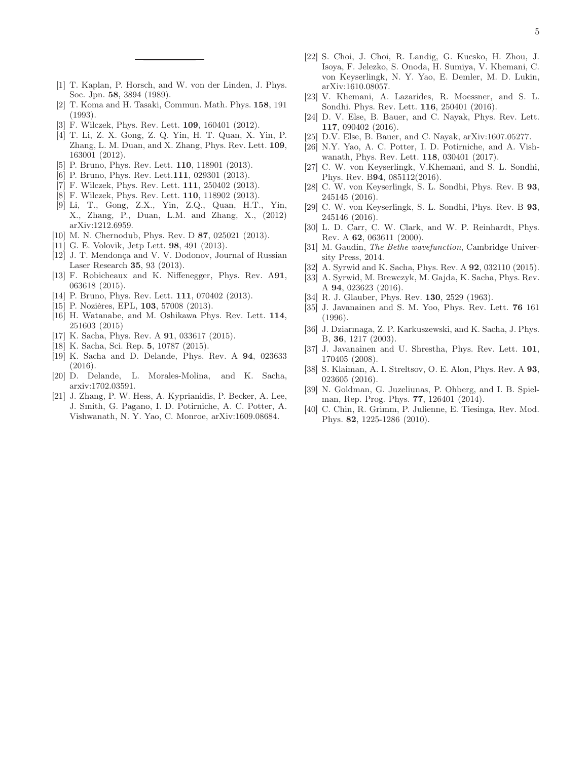---

[1] T. Kaplan, P. Horsch, and W. von der Linden, J. Phys. Soc. Jpn. **58**, 3894 (1989).

[2] T. Koma and H. Tasaki, Commun. Math. Phys. **158**, 191 (1993).

[3] F. Wilczek, Phys. Rev. Lett. **109**, 160401 (2012).

[4] T. Li, Z. X. Gong, Z. Q. Yin, H. T. Quan, X. Yin, P. Zhang, L. M. Duan, and X. Zhang, Phys. Rev. Lett. **109**, 163001 (2012).

[5] P. Bruno, Phys. Rev. Lett. **110**, 118901 (2013).

[6] P. Bruno, Phys. Rev. Lett.**111**, 029301 (2013).

[7] F. Wilczek, Phys. Rev. Lett. **111**, 250402 (2013).

[8] F. Wilczek, Phys. Rev. Lett. **110**, 118902 (2013).

[9] Li, T., Gong, Z.X., Yin, Z.Q., Quan, H.T., Yin, X., Zhang, P., Duan, L.M. and Zhang, X., (2012) arXiv:1212.6959.

[10] M. N. Chernodub, Phys. Rev. D **87**, 025021 (2013).

[11] G. E. Volovik, Jetp Lett. **98**, 491 (2013).

[12] J. T. Mendonça and V. V. Dodonov, Journal of Russian Laser Research **35**, 93 (2013).

[13] F. Robicheaux and K. Niffenegger, Phys. Rev. A**91**, 063618 (2015).

[14] P. Bruno, Phys. Rev. Lett. **111**, 070402 (2013).

[15] P. Nozières, EPL, **103**, 57008 (2013).

[16] H. Watanabe, and M. Oshikawa Phys. Rev. Lett. **114**, 251603 (2015)

[17] K. Sacha, Phys. Rev. A **91**, 033617 (2015).

[18] K. Sacha, Sci. Rep. **5**, 10787 (2015).

[19] K. Sacha and D. Delande, Phys. Rev. A **94**, 023633 (2016).

[20] D. Delande, L. Morales-Molina, and K. Sacha, arxiv:1702.03591.

[21] J. Zhang, P. W. Hess, A. Kyprianidis, P. Becker, A. Lee, J. Smith, G. Pagano, I. D. Potirniche, A. C. Potter, A. Vishwanath, N. Y. Yao, C. Monroe, arXiv:1609.08684.

[22] S. Choi, J. Choi, R. Landig, G. Kucsko, H. Zhou, J. Isoya, F. Jelezko, S. Onoda, H. Sumiya, V. Khemani, C. von Keyserlingk, N. Y. Yao, E. Demler, M. D. Lukin, arXiv:1610.08057.

[23] V. Khemani, A. Lazarides, R. Moessner, and S. L. Sondhi. Phys. Rev. Lett. **116**, 250401 (2016).

[24] D. V. Else, B. Bauer, and C. Nayak, Phys. Rev. Lett. **117**, 090402 (2016).

[25] D.V. Else, B. Bauer, and C. Nayak, arXiv:1607.05277.

[26] N.Y. Yao, A. C. Potter, I. D. Potirniche, and A. Vishwanath, Phys. Rev. Lett. **118**, 030401 (2017).

[27] C. W. von Keyserlingk, V.Khemani, and S. L. Sondhi, Phys. Rev. B**94**, 085112(2016).

[28] C. W. von Keyserlingk, S. L. Sondhi, Phys. Rev. B **93**, 245145 (2016).

[29] C. W. von Keyserlingk, S. L. Sondhi, Phys. Rev. B **93**, 245146 (2016).

[30] L. D. Carr, C. W. Clark, and W. P. Reinhardt, Phys. Rev. A **62**, 063611 (2000).

[31] M. Gaudin, *The Bethe wavefunction*, Cambridge University Press, 2014.

[32] A. Syrwid and K. Sacha, Phys. Rev. A **92**, 032110 (2015).

[33] A. Syrwid, M. Brewczyk, M. Gajda, K. Sacha, Phys. Rev. A **94**, 023623 (2016).

[34] R. J. Glauber, Phys. Rev. **130**, 2529 (1963).

[35] J. Javanainen and S. M. Yoo, Phys. Rev. Lett. **76** 161 (1996).

[36] J. Dziarmaga, Z. P. Karkuszewski, and K. Sacha, J. Phys. B, **36**, 1217 (2003).

[37] J. Javanainen and U. Shrestha, Phys. Rev. Lett. **101**, 170405 (2008).

[38] S. Klaiman, A. I. Streltsov, O. E. Alon, Phys. Rev. A **93**, 023605 (2016).

[39] N. Goldman, G. Juzeliunas, P. Ohberg, and I. B. Spielman, Rep. Prog. Phys. **77**, 126401 (2014).

[40] C. Chin, R. Grimm, P. Julienne, E. Tiesinga, Rev. Mod. Phys. **82**, 1225-1286 (2010).